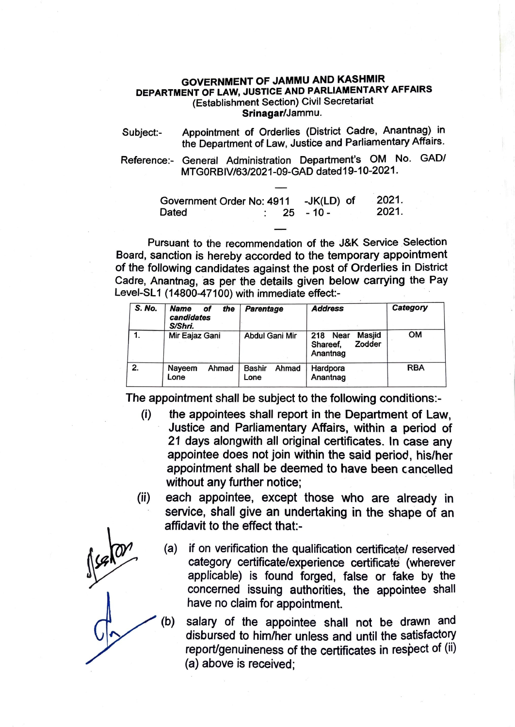**GOVERNMENT OF JAMMU AND KASHMIR**
**DEPARTMENT OF LAW, JUSTICE AND PARLIAMENTARY AFFAIRS**
(Establishment Section) Civil Secretariat
**Srinagar**/Jammu.

Subject:- Appointment of Orderlies (District Cadre, Anantnag) in the Department of Law, Justice and Parliamentary Affairs.

Reference:- General Administration Department's OM No. GAD/ MTGORBIV/63/2021-09-GAD dated19-10-2021.

---

Government Order No: 4911 -JK(LD) of 2021.
Dated : 25 - 10 - 2021.

---

Pursuant to the recommendation of the J&K Service Selection Board, sanction is hereby accorded to the temporary appointment of the following candidates against the post of Orderlies in District Cadre, Anantnag, as per the details given below carrying the Pay Level-SL1 (14800-47100) with immediate effect:-

| *S. No.* | *Name of the candidates S/Shri.* | *Parentage* | *Address* | *Category* |
|---|---|---|---|---|
| 1. | Mir Eajaz Gani | Abdul Gani Mir | 218 Near Masjid Shareef, Zodder Anantnag | OM |
| 2. | Nayeem Ahmad Lone | Bashir Ahmad Lone | Hardpora Anantnag | RBA |

The appointment shall be subject to the following conditions:-

(i) the appointees shall report in the Department of Law, Justice and Parliamentary Affairs, within a period of 21 days alongwith all original certificates. In case any appointee does not join within the said period, his/her appointment shall be deemed to have been cancelled without any further notice;

(ii) each appointee, except those who are already in service, shall give an undertaking in the shape of an affidavit to the effect that:-

(a) if on verification the qualification certificate/ reserved category certificate/experience certificate (wherever applicable) is found forged, false or fake by the concerned issuing authorities, the appointee shall have no claim for appointment.

(b) salary of the appointee shall not be drawn and disbursed to him/her unless and until the satisfactory report/genuineness of the certificates in respect of (ii) (a) above is received;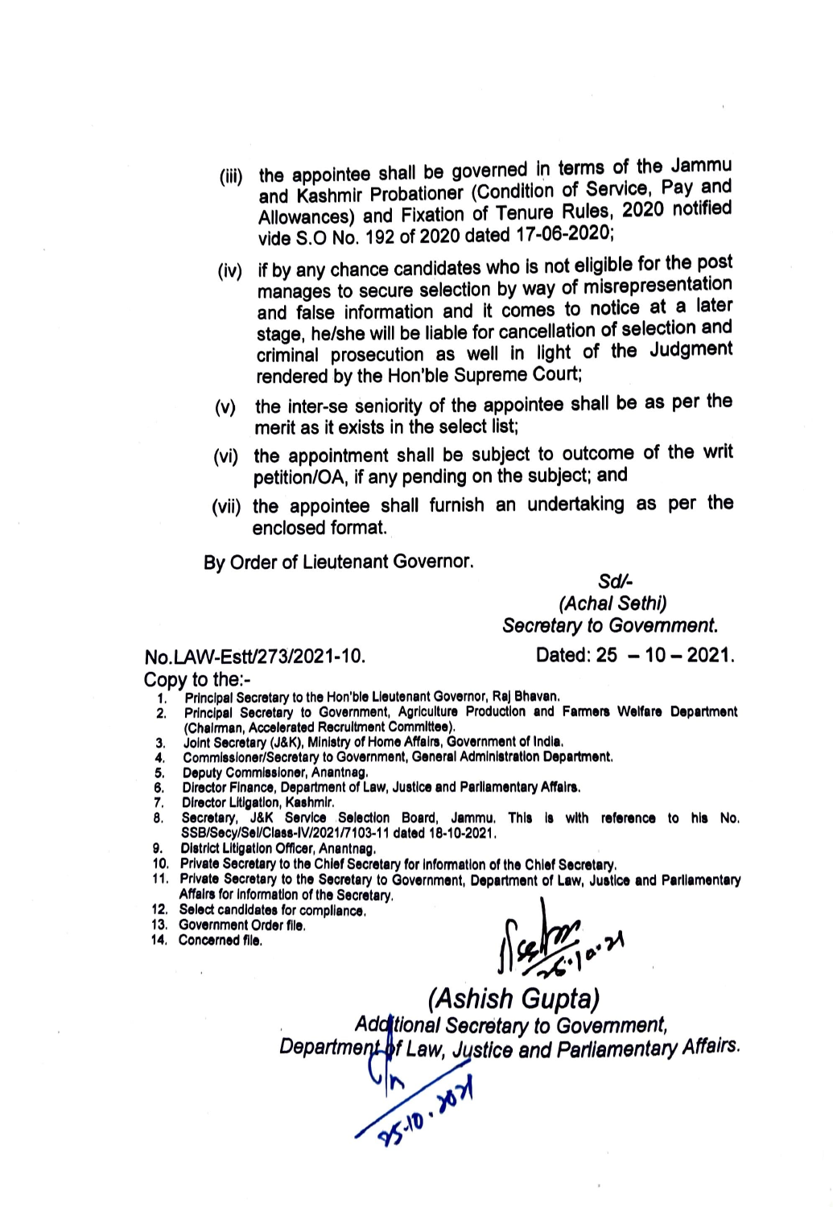(iii) the appointee shall be governed in terms of the Jammu and Kashmir Probationer (Condition of Service, Pay and Allowances) and Fixation of Tenure Rules, 2020 notified vide S.O No. 192 of 2020 dated 17-06-2020;

(iv) if by any chance candidates who is not eligible for the post manages to secure selection by way of misrepresentation and false information and it comes to notice at a later stage, he/she will be liable for cancellation of selection and criminal prosecution as well in light of the Judgment rendered by the Hon'ble Supreme Court;

(v) the inter-se seniority of the appointee shall be as per the merit as it exists in the select list;

(vi) the appointment shall be subject to outcome of the writ petition/OA, if any pending on the subject; and

(vii) the appointee shall furnish an undertaking as per the enclosed format.

By Order of Lieutenant Governor.

*Sd/-*
*(Achal Sethi)*
*Secretary to Government.*

No.LAW-Estt/273/2021-10. Dated: 25 – 10 – 2021.

Copy to the:-

1. Principal Secretary to the Hon'ble Lieutenant Governor, Raj Bhavan.
2. Principal Secretary to Government, Agriculture Production and Farmers Welfare Department (Chairman, Accelerated Recruitment Committee).
3. Joint Secretary (J&K), Ministry of Home Affairs, Government of India.
4. Commissioner/Secretary to Government, General Administration Department.
5. Deputy Commissioner, Anantnag.
6. Director Finance, Department of Law, Justice and Parliamentary Affairs.
7. Director Litigation, Kashmir.
8. Secretary, J&K Service Selection Board, Jammu. This is with reference to his No. SSB/Secy/Sel/Class-IV/2021/7103-11 dated 18-10-2021.
9. District Litigation Officer, Anantnag.
10. Private Secretary to the Chief Secretary for information of the Chief Secretary.
11. Private Secretary to the Secretary to Government, Department of Law, Justice and Parliamentary Affairs for information of the Secretary.
12. Select candidates for compliance.
13. Government Order file.
14. Concerned file.

26.10.21

*(Ashish Gupta)*
*Additional Secretary to Government,*
*Department of Law, Justice and Parliamentary Affairs.*

25-10-2021